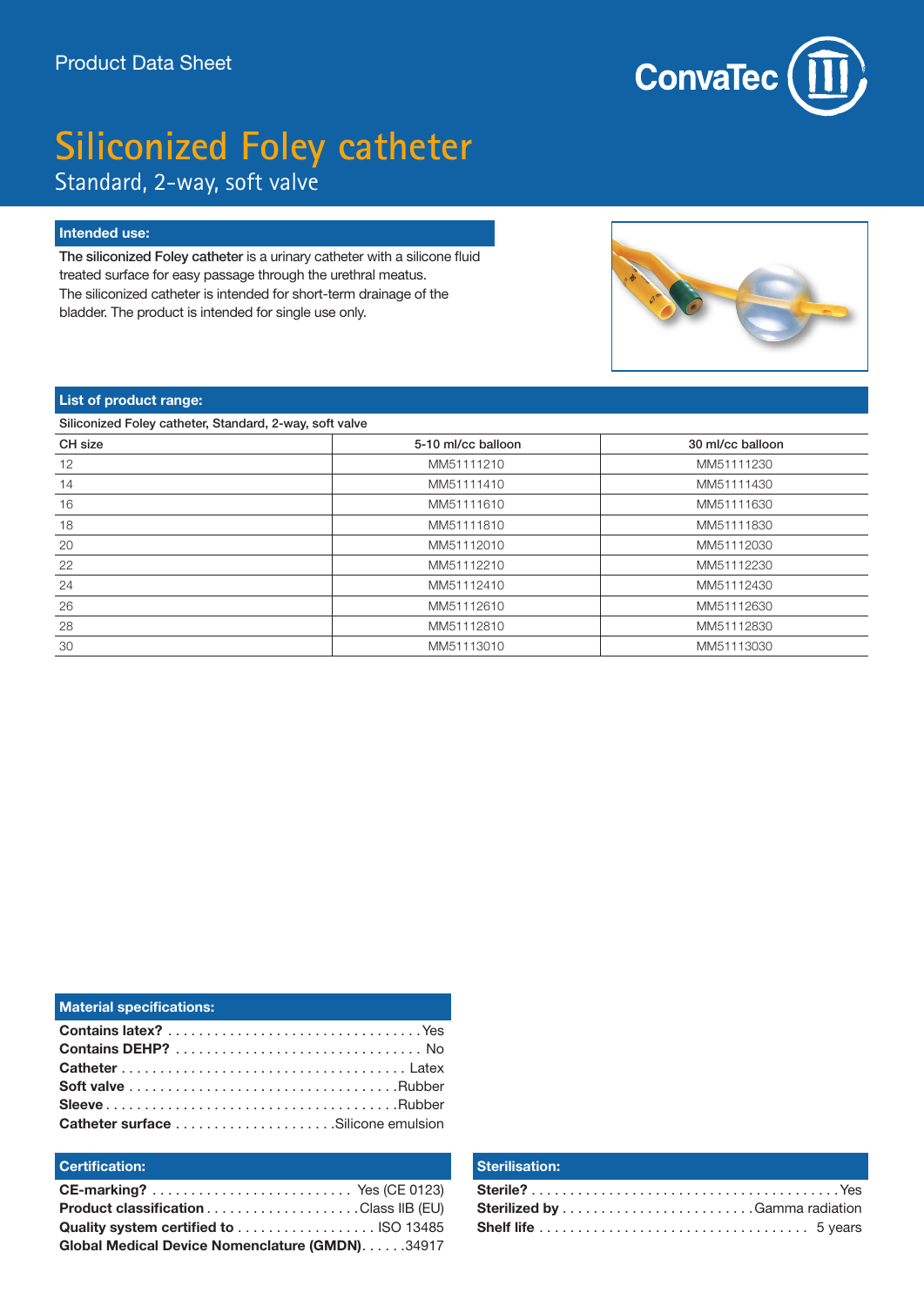Product Data Sheet

ConvaTec

# Siliconized Foley catheter

Standard, 2-way, soft valve

## Intended use:

**The siliconized Foley catheter** is a urinary catheter with a silicone fluid treated surface for easy passage through the urethral meatus. The siliconized catheter is intended for short-term drainage of the bladder. The product is intended for single use only.

## List of product range:

Siliconized Foley catheter, Standard, 2-way, soft valve

| CH size | 5-10 ml/cc balloon | 30 ml/cc balloon |
|---|---|---|
| 12 | MM51111210 | MM51111230 |
| 14 | MM51111410 | MM51111430 |
| 16 | MM51111610 | MM51111630 |
| 18 | MM51111810 | MM51111830 |
| 20 | MM51112010 | MM51112030 |
| 22 | MM51112210 | MM51112230 |
| 24 | MM51112410 | MM51112430 |
| 26 | MM51112610 | MM51112630 |
| 28 | MM51112810 | MM51112830 |
| 30 | MM51113010 | MM51113030 |

## Material specifications:

**Contains latex?** ................................ Yes
**Contains DEHP?** ................................ No
**Catheter** ................................ Latex
**Soft valve** ................................ Rubber
**Sleeve** ................................ Rubber
**Catheter surface** ................................ Silicone emulsion

## Certification:

**CE-marking?** ................................ Yes (CE 0123)
**Product classification** ................................ Class IIB (EU)
**Quality system certified to** ................................ ISO 13485
**Global Medical Device Nomenclature (GMDN)** ...... 34917

## Sterilisation:

**Sterile?** ................................ Yes
**Sterilized by** ................................ Gamma radiation
**Shelf life** ................................ 5 years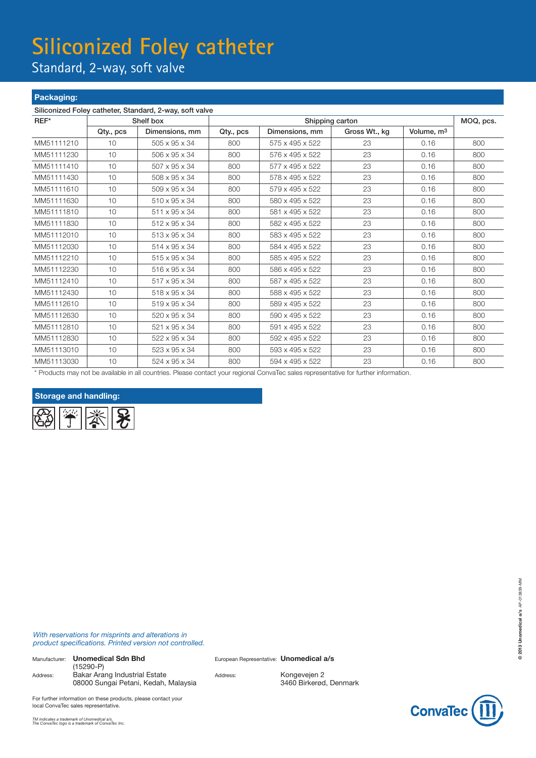# Siliconized Foley catheter

Standard, 2-way, soft valve

## Packaging:

Siliconized Foley catheter, Standard, 2-way, soft valve

| REF* | Shelf box | | Shipping carton | | | | MOQ, pcs. |
|---|---|---|---|---|---|---|---|
| | Qty., pcs | Dimensions, mm | Qty., pcs | Dimensions, mm | Gross Wt., kg | Volume, $m^3$ | |
| MM51111210 | 10 | 505 x 95 x 34 | 800 | 575 x 495 x 522 | 23 | 0.16 | 800 |
| MM51111230 | 10 | 506 x 95 x 34 | 800 | 576 x 495 x 522 | 23 | 0.16 | 800 |
| MM51111410 | 10 | 507 x 95 x 34 | 800 | 577 x 495 x 522 | 23 | 0.16 | 800 |
| MM51111430 | 10 | 508 x 95 x 34 | 800 | 578 x 495 x 522 | 23 | 0.16 | 800 |
| MM51111610 | 10 | 509 x 95 x 34 | 800 | 579 x 495 x 522 | 23 | 0.16 | 800 |
| MM51111630 | 10 | 510 x 95 x 34 | 800 | 580 x 495 x 522 | 23 | 0.16 | 800 |
| MM51111810 | 10 | 511 x 95 x 34 | 800 | 581 x 495 x 522 | 23 | 0.16 | 800 |
| MM51111830 | 10 | 512 x 95 x 34 | 800 | 582 x 495 x 522 | 23 | 0.16 | 800 |
| MM51112010 | 10 | 513 x 95 x 34 | 800 | 583 x 495 x 522 | 23 | 0.16 | 800 |
| MM51112030 | 10 | 514 x 95 x 34 | 800 | 584 x 495 x 522 | 23 | 0.16 | 800 |
| MM51112210 | 10 | 515 x 95 x 34 | 800 | 585 x 495 x 522 | 23 | 0.16 | 800 |
| MM51112230 | 10 | 516 x 95 x 34 | 800 | 586 x 495 x 522 | 23 | 0.16 | 800 |
| MM51112410 | 10 | 517 x 95 x 34 | 800 | 587 x 495 x 522 | 23 | 0.16 | 800 |
| MM51112430 | 10 | 518 x 95 x 34 | 800 | 588 x 495 x 522 | 23 | 0.16 | 800 |
| MM51112610 | 10 | 519 x 95 x 34 | 800 | 589 x 495 x 522 | 23 | 0.16 | 800 |
| MM51112630 | 10 | 520 x 95 x 34 | 800 | 590 x 495 x 522 | 23 | 0.16 | 800 |
| MM51112810 | 10 | 521 x 95 x 34 | 800 | 591 x 495 x 522 | 23 | 0.16 | 800 |
| MM51112830 | 10 | 522 x 95 x 34 | 800 | 592 x 495 x 522 | 23 | 0.16 | 800 |
| MM51113010 | 10 | 523 x 95 x 34 | 800 | 593 x 495 x 522 | 23 | 0.16 | 800 |
| MM51113030 | 10 | 524 x 95 x 34 | 800 | 594 x 495 x 522 | 23 | 0.16 | 800 |

* Products may not be available in all countries. Please contact your regional ConvaTec sales representative for further information.

## Storage and handling:

*With reservations for misprints and alterations in product specifications. Printed version not controlled.*

Manufacturer: **Unomedical Sdn Bhd**
(15290-P)
Address: Bakar Arang Industrial Estate
08000 Sungai Petani, Kedah, Malaysia

European Representative: **Unomedical a/s**
Address: Kongevejen 2
3460 Birkerød, Denmark

For further information on these products, please contact your local ConvaTec sales representative.

*TM indicates a trademark of Unomedical a/s.*
*The ConvaTec logo is a trademark of ConvaTec Inc.*

© 2013 Unomedical a/s AP-013839-MM